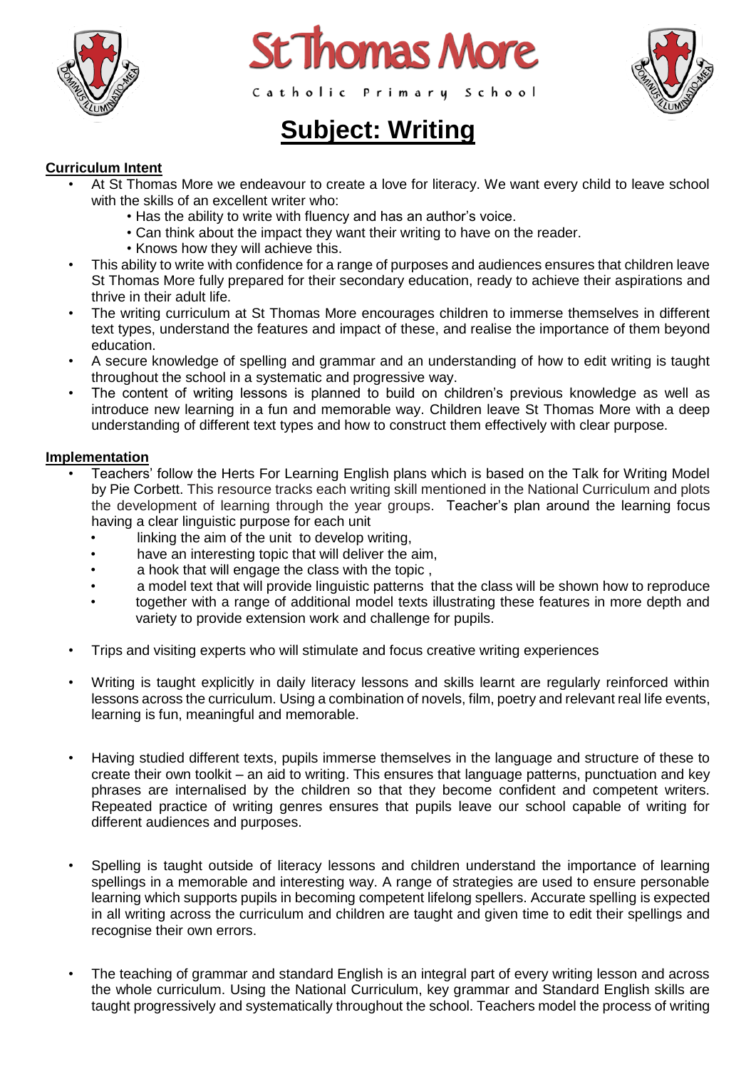St Thomas More

Catholic Primary School

# Subject: Writing

**Curriculum Intent**

- At St Thomas More we endeavour to create a love for literacy. We want every child to leave school with the skills of an excellent writer who:
  - Has the ability to write with fluency and has an author's voice.
  - Can think about the impact they want their writing to have on the reader.
  - Knows how they will achieve this.
- This ability to write with confidence for a range of purposes and audiences ensures that children leave St Thomas More fully prepared for their secondary education, ready to achieve their aspirations and thrive in their adult life.
- The writing curriculum at St Thomas More encourages children to immerse themselves in different text types, understand the features and impact of these, and realise the importance of them beyond education.
- A secure knowledge of spelling and grammar and an understanding of how to edit writing is taught throughout the school in a systematic and progressive way.
- The content of writing lessons is planned to build on children's previous knowledge as well as introduce new learning in a fun and memorable way. Children leave St Thomas More with a deep understanding of different text types and how to construct them effectively with clear purpose.

**Implementation**

- Teachers' follow the Herts For Learning English plans which is based on the Talk for Writing Model by Pie Corbett. This resource tracks each writing skill mentioned in the National Curriculum and plots the development of learning through the year groups. Teacher's plan around the learning focus having a clear linguistic purpose for each unit
  - linking the aim of the unit to develop writing,
  - have an interesting topic that will deliver the aim,
  - a hook that will engage the class with the topic ,
  - a model text that will provide linguistic patterns that the class will be shown how to reproduce
  - together with a range of additional model texts illustrating these features in more depth and variety to provide extension work and challenge for pupils.
- Trips and visiting experts who will stimulate and focus creative writing experiences
- Writing is taught explicitly in daily literacy lessons and skills learnt are regularly reinforced within lessons across the curriculum. Using a combination of novels, film, poetry and relevant real life events, learning is fun, meaningful and memorable.
- Having studied different texts, pupils immerse themselves in the language and structure of these to create their own toolkit – an aid to writing. This ensures that language patterns, punctuation and key phrases are internalised by the children so that they become confident and competent writers. Repeated practice of writing genres ensures that pupils leave our school capable of writing for different audiences and purposes.
- Spelling is taught outside of literacy lessons and children understand the importance of learning spellings in a memorable and interesting way. A range of strategies are used to ensure personable learning which supports pupils in becoming competent lifelong spellers. Accurate spelling is expected in all writing across the curriculum and children are taught and given time to edit their spellings and recognise their own errors.
- The teaching of grammar and standard English is an integral part of every writing lesson and across the whole curriculum. Using the National Curriculum, key grammar and Standard English skills are taught progressively and systematically throughout the school. Teachers model the process of writing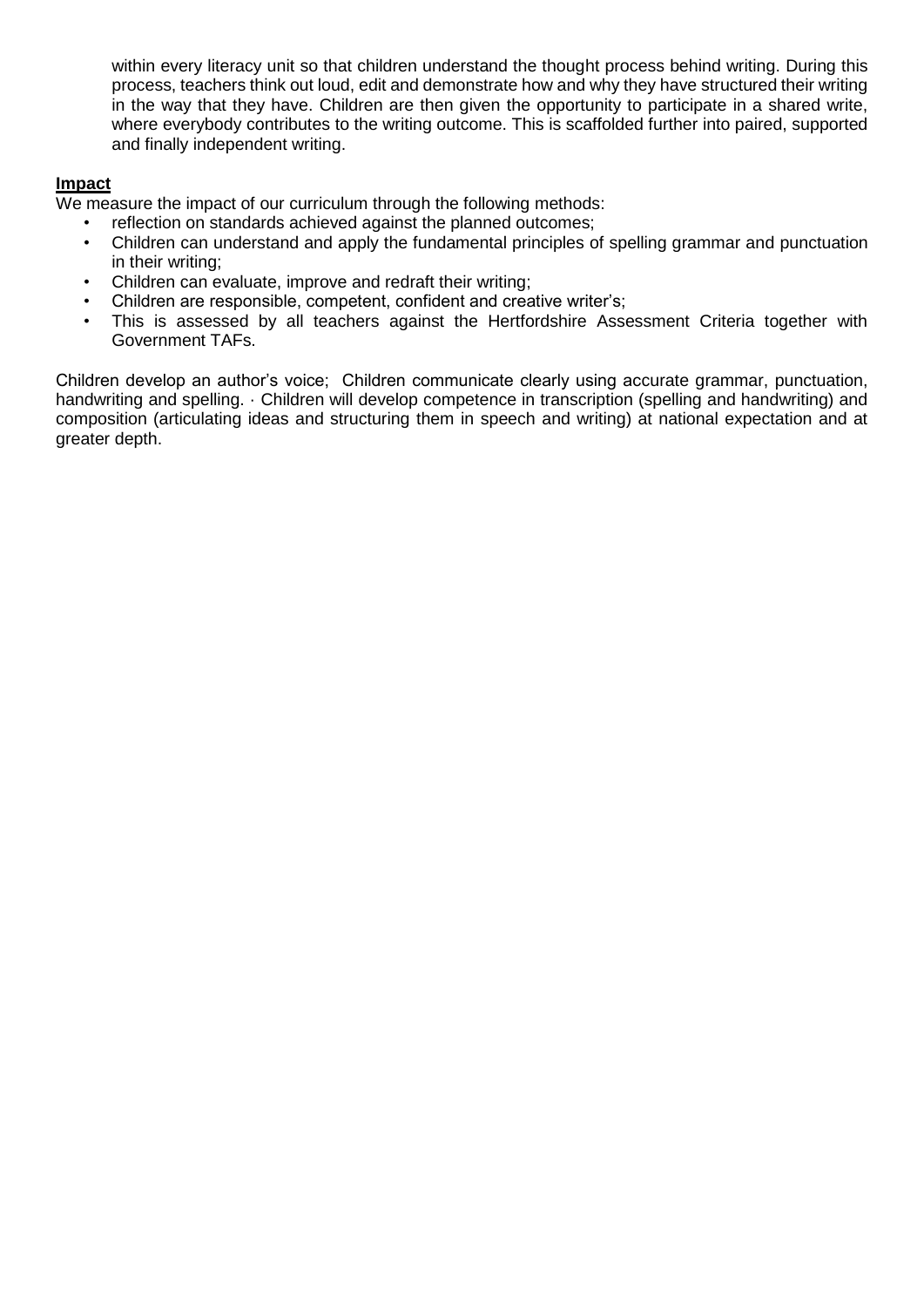within every literacy unit so that children understand the thought process behind writing. During this process, teachers think out loud, edit and demonstrate how and why they have structured their writing in the way that they have. Children are then given the opportunity to participate in a shared write, where everybody contributes to the writing outcome. This is scaffolded further into paired, supported and finally independent writing.

**Impact**

We measure the impact of our curriculum through the following methods:

- reflection on standards achieved against the planned outcomes;
- Children can understand and apply the fundamental principles of spelling grammar and punctuation in their writing;
- Children can evaluate, improve and redraft their writing;
- Children are responsible, competent, confident and creative writer's;
- This is assessed by all teachers against the Hertfordshire Assessment Criteria together with Government TAFs.

Children develop an author's voice; Children communicate clearly using accurate grammar, punctuation, handwriting and spelling. · Children will develop competence in transcription (spelling and handwriting) and composition (articulating ideas and structuring them in speech and writing) at national expectation and at greater depth.